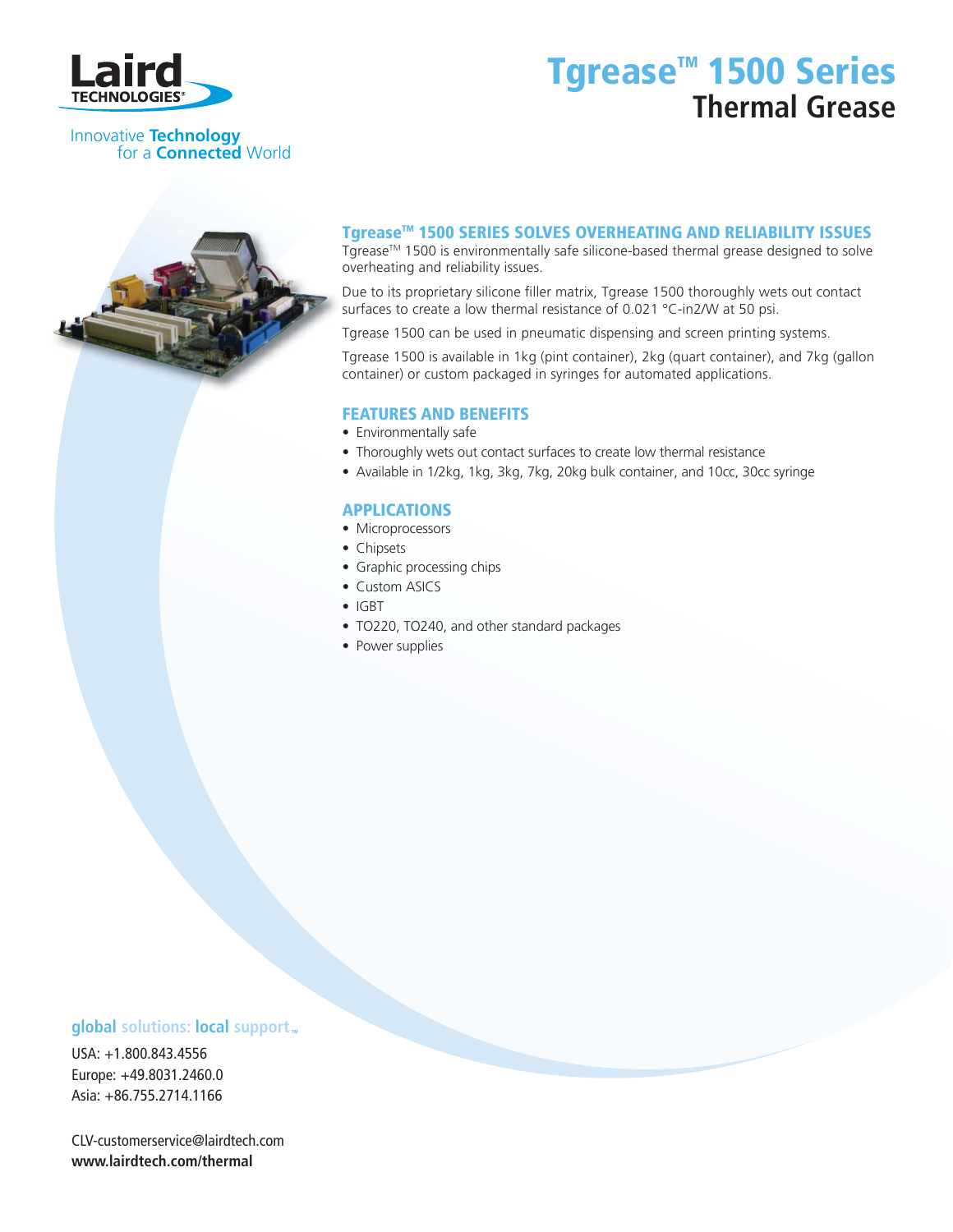Laird TECHNOLOGIES

Innovative Technology for a Connected World

# Tgrease™ 1500 Series

## Thermal Grease

### Tgrease™ 1500 SERIES SOLVES OVERHEATING AND RELIABILITY ISSUES

Tgrease™ 1500 is environmentally safe silicone-based thermal grease designed to solve overheating and reliability issues.

Due to its proprietary silicone filler matrix, Tgrease 1500 thoroughly wets out contact surfaces to create a low thermal resistance of 0.021 °C-in2/W at 50 psi.

Tgrease 1500 can be used in pneumatic dispensing and screen printing systems.

Tgrease 1500 is available in 1kg (pint container), 2kg (quart container), and 7kg (gallon container) or custom packaged in syringes for automated applications.

### FEATURES AND BENEFITS

- Environmentally safe
- Thoroughly wets out contact surfaces to create low thermal resistance
- Available in 1/2kg, 1kg, 3kg, 7kg, 20kg bulk container, and 10cc, 30cc syringe

### APPLICATIONS

- Microprocessors
- Chipsets
- Graphic processing chips
- Custom ASICS
- IGBT
- TO220, TO240, and other standard packages
- Power supplies

**global solutions: local support™**

USA: +1.800.843.4556
Europe: +49.8031.2460.0
Asia: +86.755.2714.1166

CLV-customerservice@lairdtech.com
**www.lairdtech.com/thermal**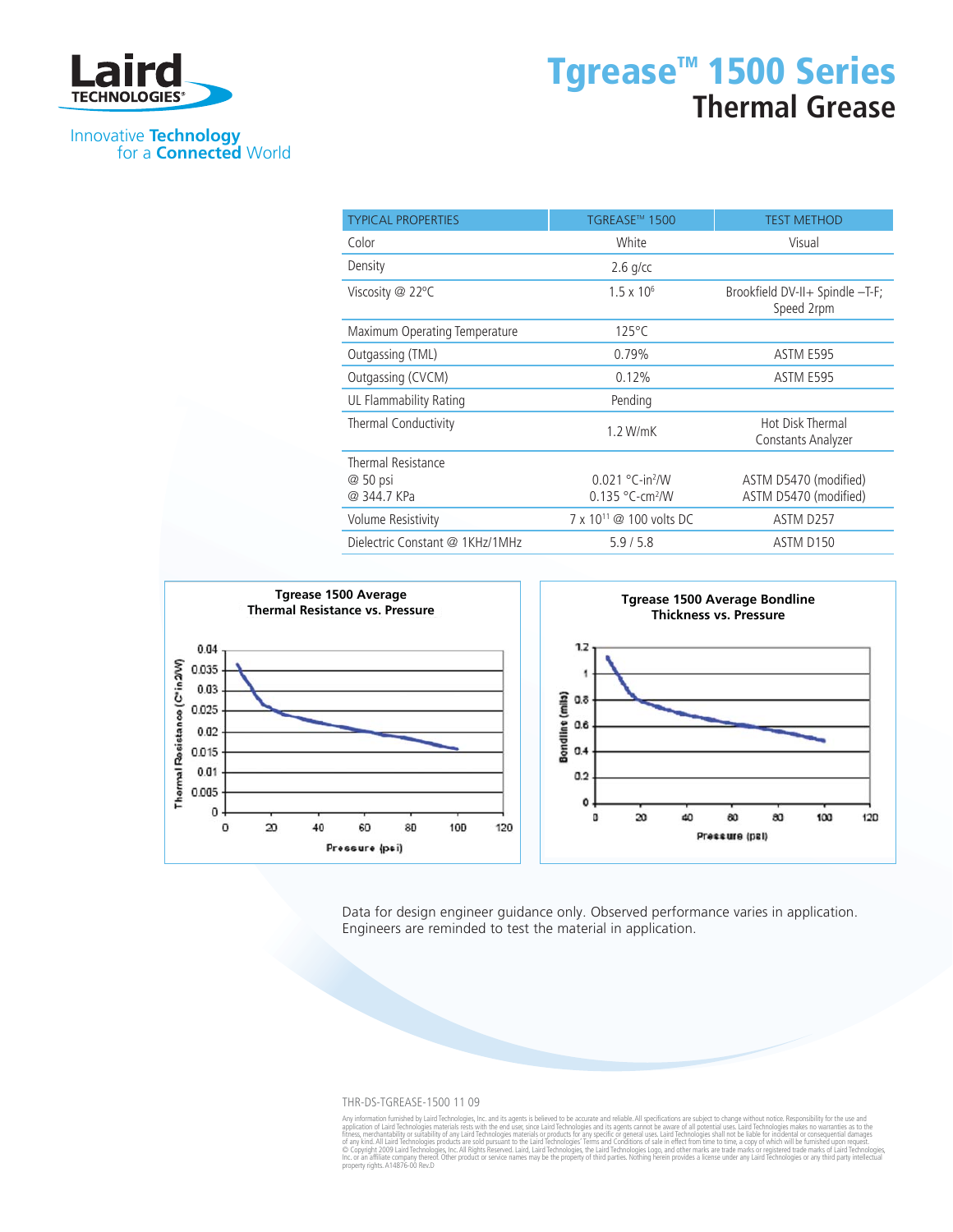Laird TECHNOLOGIES®

Innovative **Technology** for a **Connected** World

# Tgrease™ 1500 Series
## Thermal Grease

| TYPICAL PROPERTIES | TGREASE™ 1500 | TEST METHOD |
|---|---|---|
| Color | White | Visual |
| Density | 2.6 g/cc | |
| Viscosity @ 22°C | 1.5 x $10^6$ | Brookfield DV-II+ Spindle –T-F; Speed 2rpm |
| Maximum Operating Temperature | 125°C | |
| Outgassing (TML) | 0.79% | ASTM E595 |
| Outgassing (CVCM) | 0.12% | ASTM E595 |
| UL Flammability Rating | Pending | |
| Thermal Conductivity | 1.2 W/mK | Hot Disk Thermal Constants Analyzer |
| Thermal Resistance<br>@ 50 psi<br>@ 344.7 KPa | <br>0.021 °C-in²/W<br>0.135 °C-cm²/W | <br>ASTM D5470 (modified)<br>ASTM D5470 (modified) |
| Volume Resistivity | 7 x $10^{11}$ @ 100 volts DC | ASTM D257 |
| Dielectric Constant @ 1KHz/1MHz | 5.9 / 5.8 | ASTM D150 |

**Tgrease 1500 Average Thermal Resistance vs. Pressure**

Thermal Resistance (C°in2/W)
0.04
0.035
0.03
0.025
0.02
0.015
0.01
0.005
0
0 20 40 60 80 100 120
Pressure (psi)

**Tgrease 1500 Average Bondline Thickness vs. Pressure**

Bondline (mils)
1.2
1
0.8
0.6
0.4
0.2
0
0 20 40 60 80 100 120
Pressure (psi)

Data for design engineer guidance only. Observed performance varies in application. Engineers are reminded to test the material in application.

THR-DS-TGREASE-1500 11 09

Any information furnished by Laird Technologies, Inc. and its agents is believed to be accurate and reliable. All specifications are subject to change without notice. Responsibility for the use and application of Laird Technologies materials rests with the end user, since Laird Technologies and its agents cannot be aware of all potential uses. Laird Technologies makes no warranties as to the fitness, merchantability or suitability of any Laird Technologies materials or products for any specific or general uses. Laird Technologies shall not be liable for incidental or consequential damages of any kind. All Laird Technologies products are sold pursuant to the Laird Technologies' Terms and Conditions of sale in effect from time to time, a copy of which will be furnished upon request. © Copyright 2009 Laird Technologies, Inc. All Rights Reserved. Laird, Laird Technologies, the Laird Technologies Logo, and other marks are trade marks or registered trade marks of Laird Technologies, Inc. or an affiliate company thereof. Other product or service names may be the property of third parties. Nothing herein provides a license under any Laird Technologies or any third party intellectual property rights. A14876-00 Rev.D